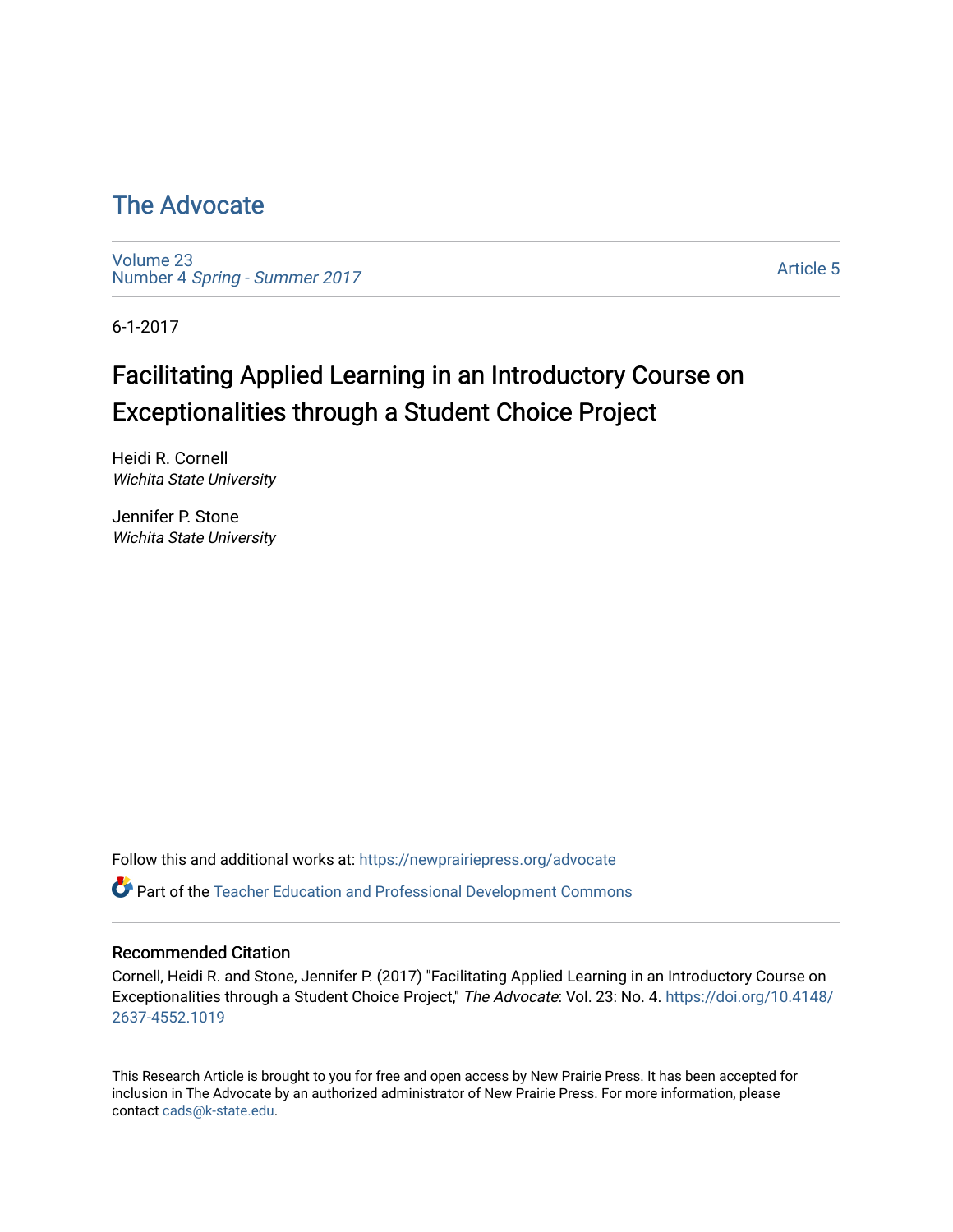# The Advocate

Volume 23
Number 4 *Spring - Summer 2017*

Article 5

6-1-2017

## Facilitating Applied Learning in an Introductory Course on Exceptionalities through a Student Choice Project

Heidi R. Cornell
*Wichita State University*

Jennifer P. Stone
*Wichita State University*

Follow this and additional works at: https://newprairiepress.org/advocate

Part of the Teacher Education and Professional Development Commons

### Recommended Citation

Cornell, Heidi R. and Stone, Jennifer P. (2017) "Facilitating Applied Learning in an Introductory Course on Exceptionalities through a Student Choice Project," *The Advocate*: Vol. 23: No. 4. https://doi.org/10.4148/2637-4552.1019

This Research Article is brought to you for free and open access by New Prairie Press. It has been accepted for inclusion in The Advocate by an authorized administrator of New Prairie Press. For more information, please contact cads@k-state.edu.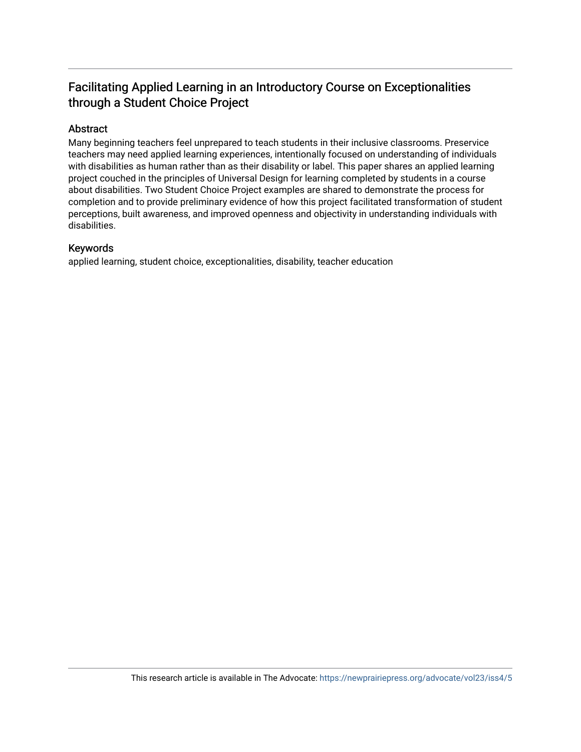# Facilitating Applied Learning in an Introductory Course on Exceptionalities through a Student Choice Project

## Abstract

Many beginning teachers feel unprepared to teach students in their inclusive classrooms. Preservice teachers may need applied learning experiences, intentionally focused on understanding of individuals with disabilities as human rather than as their disability or label. This paper shares an applied learning project couched in the principles of Universal Design for learning completed by students in a course about disabilities. Two Student Choice Project examples are shared to demonstrate the process for completion and to provide preliminary evidence of how this project facilitated transformation of student perceptions, built awareness, and improved openness and objectivity in understanding individuals with disabilities.

## Keywords

applied learning, student choice, exceptionalities, disability, teacher education

This research article is available in The Advocate: https://newprairiepress.org/advocate/vol23/iss4/5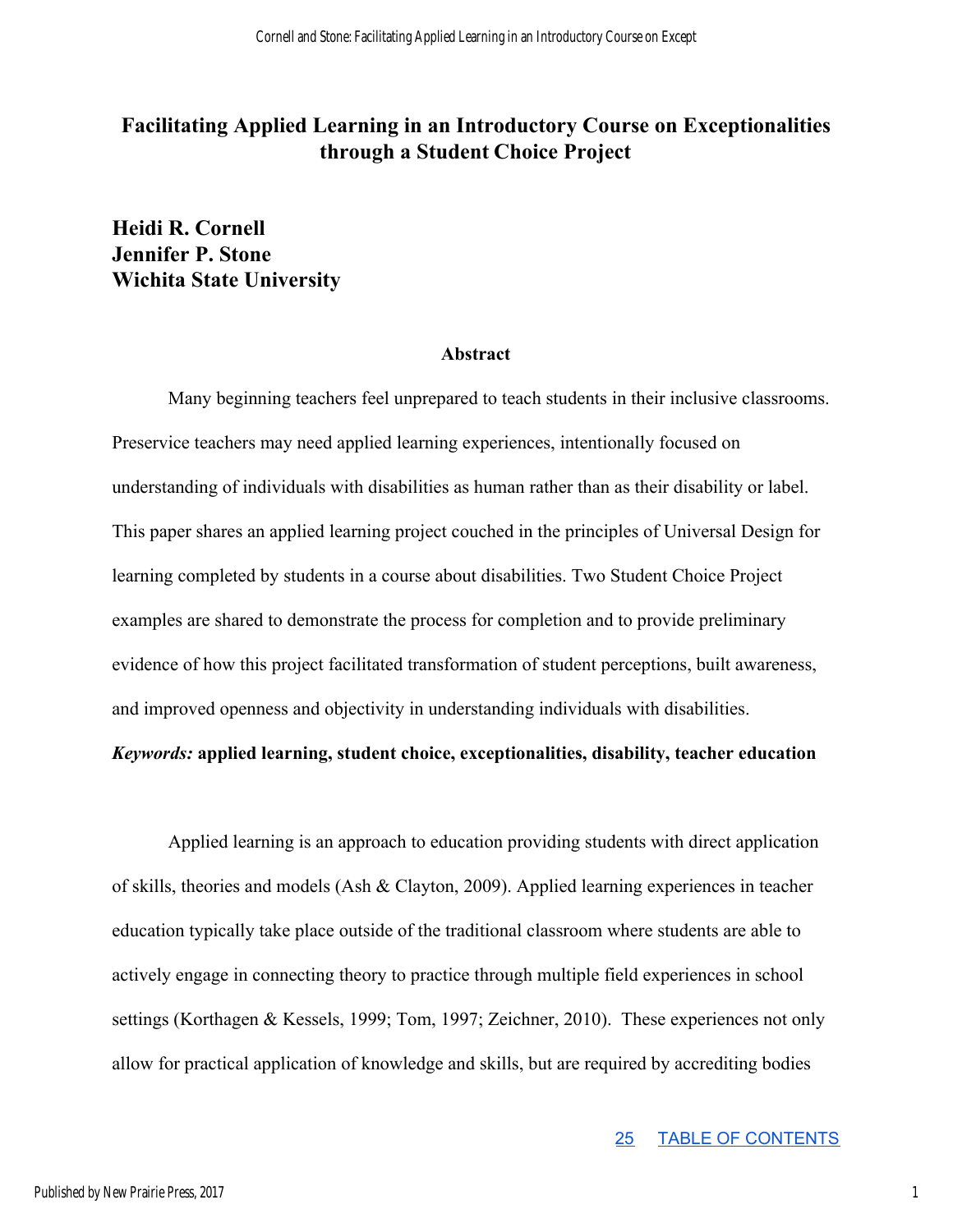# Facilitating Applied Learning in an Introductory Course on Exceptionalities through a Student Choice Project

**Heidi R. Cornell**
**Jennifer P. Stone**
**Wichita State University**

### Abstract

Many beginning teachers feel unprepared to teach students in their inclusive classrooms. Preservice teachers may need applied learning experiences, intentionally focused on understanding of individuals with disabilities as human rather than as their disability or label. This paper shares an applied learning project couched in the principles of Universal Design for learning completed by students in a course about disabilities. Two Student Choice Project examples are shared to demonstrate the process for completion and to provide preliminary evidence of how this project facilitated transformation of student perceptions, built awareness, and improved openness and objectivity in understanding individuals with disabilities.

***Keywords:*** **applied learning, student choice, exceptionalities, disability, teacher education**

Applied learning is an approach to education providing students with direct application of skills, theories and models (Ash & Clayton, 2009). Applied learning experiences in teacher education typically take place outside of the traditional classroom where students are able to actively engage in connecting theory to practice through multiple field experiences in school settings (Korthagen & Kessels, 1999; Tom, 1997; Zeichner, 2010). These experiences not only allow for practical application of knowledge and skills, but are required by accrediting bodies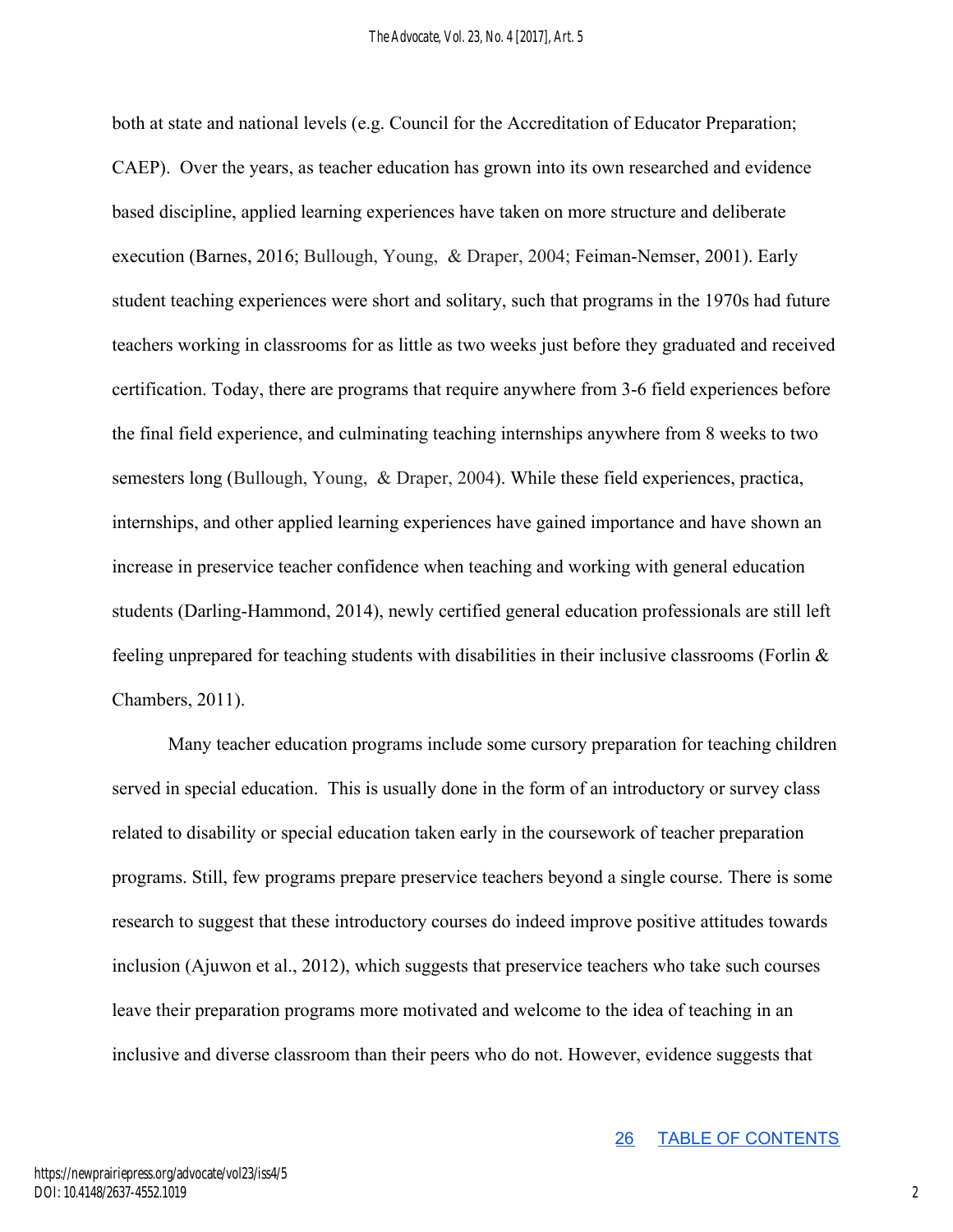both at state and national levels (e.g. Council for the Accreditation of Educator Preparation; CAEP). Over the years, as teacher education has grown into its own researched and evidence based discipline, applied learning experiences have taken on more structure and deliberate execution (Barnes, 2016; Bullough, Young, & Draper, 2004; Feiman-Nemser, 2001). Early student teaching experiences were short and solitary, such that programs in the 1970s had future teachers working in classrooms for as little as two weeks just before they graduated and received certification. Today, there are programs that require anywhere from 3-6 field experiences before the final field experience, and culminating teaching internships anywhere from 8 weeks to two semesters long (Bullough, Young, & Draper, 2004). While these field experiences, practica, internships, and other applied learning experiences have gained importance and have shown an increase in preservice teacher confidence when teaching and working with general education students (Darling-Hammond, 2014), newly certified general education professionals are still left feeling unprepared for teaching students with disabilities in their inclusive classrooms (Forlin & Chambers, 2011).

Many teacher education programs include some cursory preparation for teaching children served in special education. This is usually done in the form of an introductory or survey class related to disability or special education taken early in the coursework of teacher preparation programs. Still, few programs prepare preservice teachers beyond a single course. There is some research to suggest that these introductory courses do indeed improve positive attitudes towards inclusion (Ajuwon et al., 2012), which suggests that preservice teachers who take such courses leave their preparation programs more motivated and welcome to the idea of teaching in an inclusive and diverse classroom than their peers who do not. However, evidence suggests that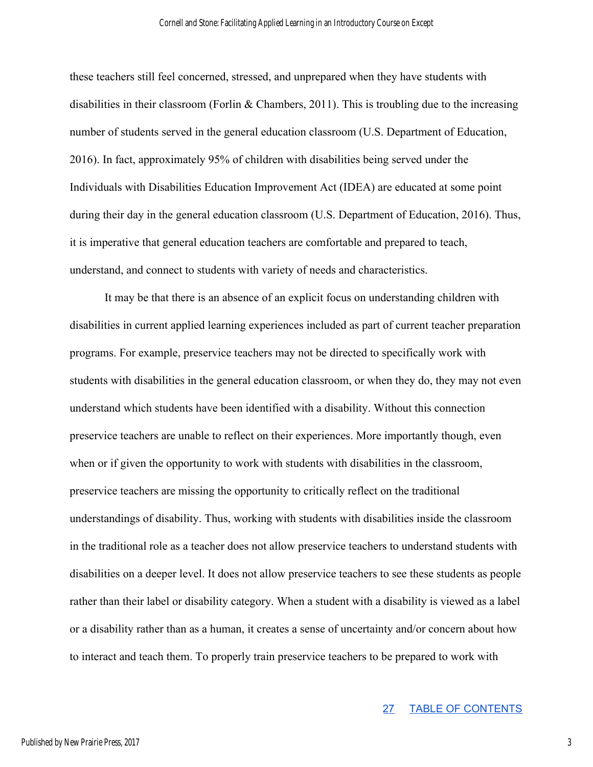these teachers still feel concerned, stressed, and unprepared when they have students with disabilities in their classroom (Forlin & Chambers, 2011). This is troubling due to the increasing number of students served in the general education classroom (U.S. Department of Education, 2016). In fact, approximately 95% of children with disabilities being served under the Individuals with Disabilities Education Improvement Act (IDEA) are educated at some point during their day in the general education classroom (U.S. Department of Education, 2016). Thus, it is imperative that general education teachers are comfortable and prepared to teach, understand, and connect to students with variety of needs and characteristics.

It may be that there is an absence of an explicit focus on understanding children with disabilities in current applied learning experiences included as part of current teacher preparation programs. For example, preservice teachers may not be directed to specifically work with students with disabilities in the general education classroom, or when they do, they may not even understand which students have been identified with a disability. Without this connection preservice teachers are unable to reflect on their experiences. More importantly though, even when or if given the opportunity to work with students with disabilities in the classroom, preservice teachers are missing the opportunity to critically reflect on the traditional understandings of disability. Thus, working with students with disabilities inside the classroom in the traditional role as a teacher does not allow preservice teachers to understand students with disabilities on a deeper level. It does not allow preservice teachers to see these students as people rather than their label or disability category. When a student with a disability is viewed as a label or a disability rather than as a human, it creates a sense of uncertainty and/or concern about how to interact and teach them. To properly train preservice teachers to be prepared to work with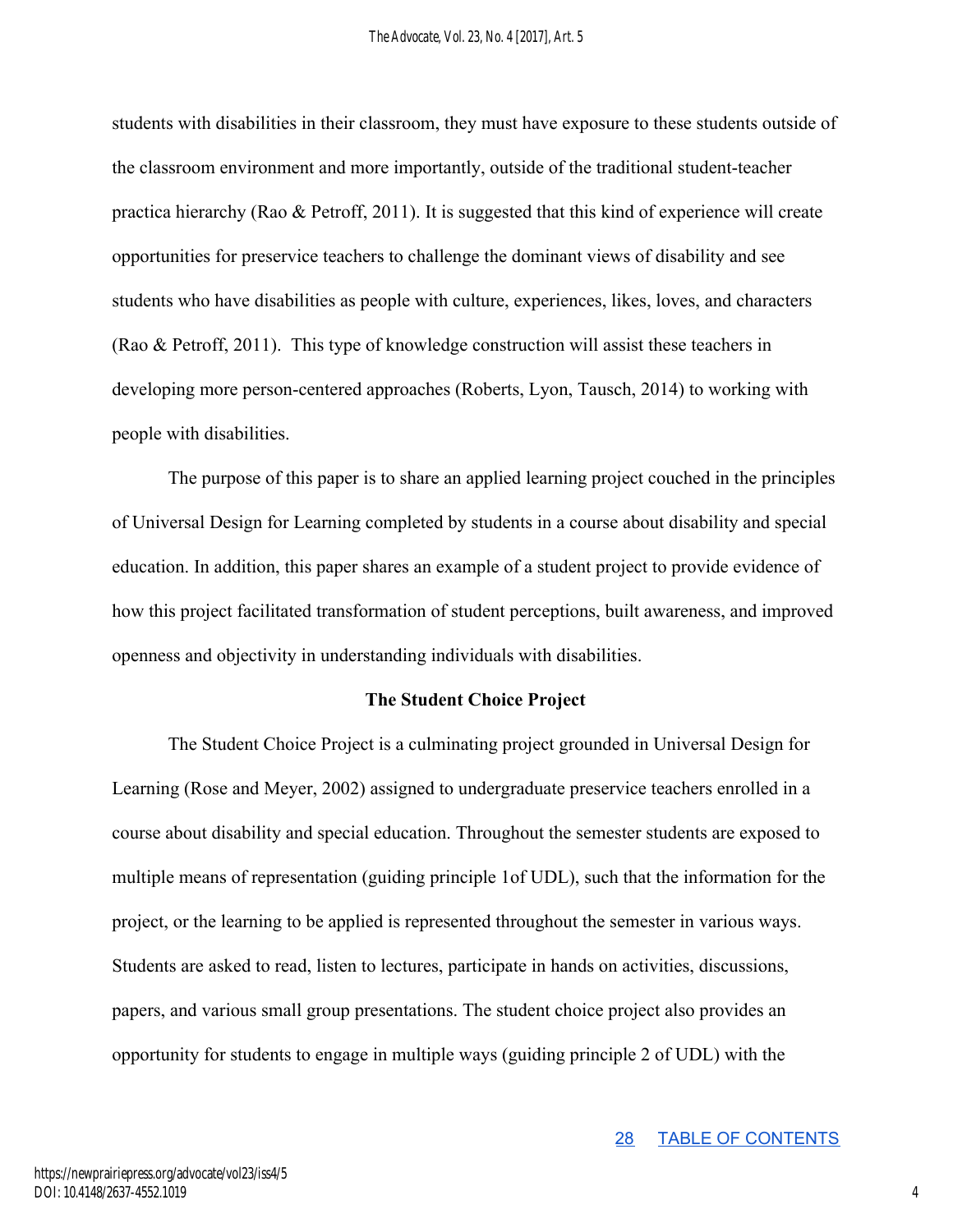students with disabilities in their classroom, they must have exposure to these students outside of the classroom environment and more importantly, outside of the traditional student-teacher practica hierarchy (Rao & Petroff, 2011). It is suggested that this kind of experience will create opportunities for preservice teachers to challenge the dominant views of disability and see students who have disabilities as people with culture, experiences, likes, loves, and characters (Rao & Petroff, 2011). This type of knowledge construction will assist these teachers in developing more person-centered approaches (Roberts, Lyon, Tausch, 2014) to working with people with disabilities.

The purpose of this paper is to share an applied learning project couched in the principles of Universal Design for Learning completed by students in a course about disability and special education. In addition, this paper shares an example of a student project to provide evidence of how this project facilitated transformation of student perceptions, built awareness, and improved openness and objectivity in understanding individuals with disabilities.

## The Student Choice Project

The Student Choice Project is a culminating project grounded in Universal Design for Learning (Rose and Meyer, 2002) assigned to undergraduate preservice teachers enrolled in a course about disability and special education. Throughout the semester students are exposed to multiple means of representation (guiding principle 1of UDL), such that the information for the project, or the learning to be applied is represented throughout the semester in various ways. Students are asked to read, listen to lectures, participate in hands on activities, discussions, papers, and various small group presentations. The student choice project also provides an opportunity for students to engage in multiple ways (guiding principle 2 of UDL) with the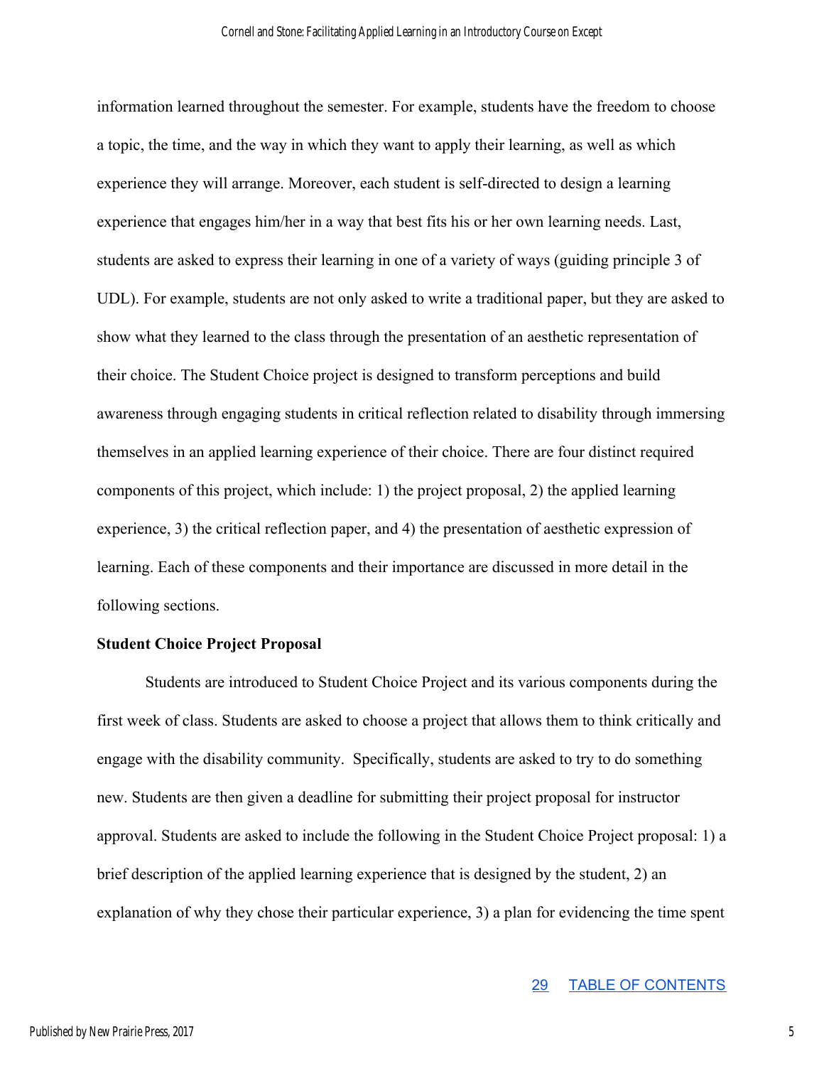information learned throughout the semester. For example, students have the freedom to choose a topic, the time, and the way in which they want to apply their learning, as well as which experience they will arrange. Moreover, each student is self-directed to design a learning experience that engages him/her in a way that best fits his or her own learning needs. Last, students are asked to express their learning in one of a variety of ways (guiding principle 3 of UDL). For example, students are not only asked to write a traditional paper, but they are asked to show what they learned to the class through the presentation of an aesthetic representation of their choice. The Student Choice project is designed to transform perceptions and build awareness through engaging students in critical reflection related to disability through immersing themselves in an applied learning experience of their choice. There are four distinct required components of this project, which include: 1) the project proposal, 2) the applied learning experience, 3) the critical reflection paper, and 4) the presentation of aesthetic expression of learning. Each of these components and their importance are discussed in more detail in the following sections.

**Student Choice Project Proposal**

Students are introduced to Student Choice Project and its various components during the first week of class. Students are asked to choose a project that allows them to think critically and engage with the disability community. Specifically, students are asked to try to do something new. Students are then given a deadline for submitting their project proposal for instructor approval. Students are asked to include the following in the Student Choice Project proposal: 1) a brief description of the applied learning experience that is designed by the student, 2) an explanation of why they chose their particular experience, 3) a plan for evidencing the time spent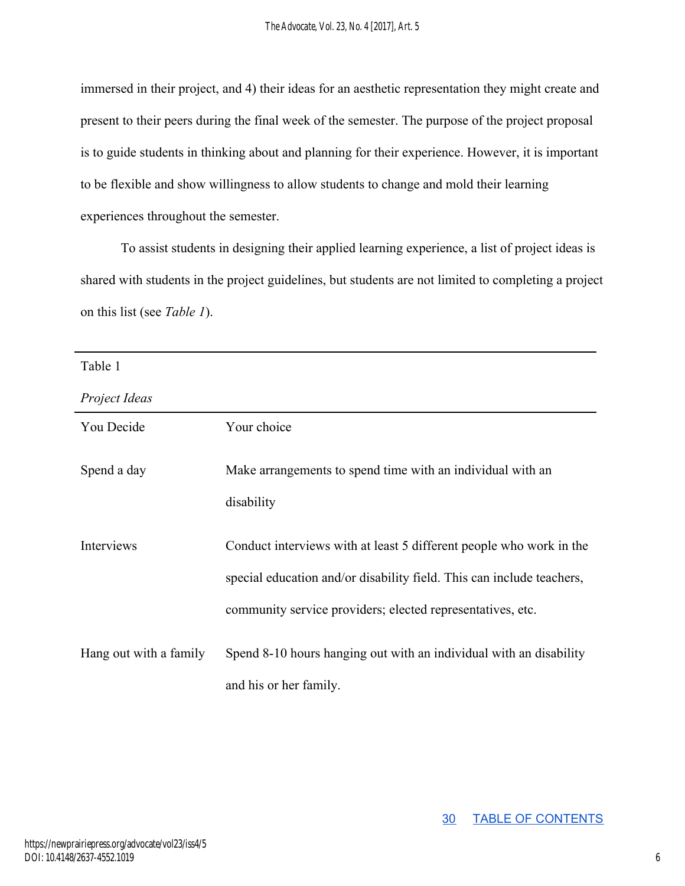immersed in their project, and 4) their ideas for an aesthetic representation they might create and present to their peers during the final week of the semester. The purpose of the project proposal is to guide students in thinking about and planning for their experience. However, it is important to be flexible and show willingness to allow students to change and mold their learning experiences throughout the semester.

To assist students in designing their applied learning experience, a list of project ideas is shared with students in the project guidelines, but students are not limited to completing a project on this list (see *Table 1*).

Table 1

*Project Ideas*

| | |
|---|---|
| You Decide | Your choice |
| Spend a day | Make arrangements to spend time with an individual with an disability |
| Interviews | Conduct interviews with at least 5 different people who work in the special education and/or disability field. This can include teachers, community service providers; elected representatives, etc. |
| Hang out with a family | Spend 8-10 hours hanging out with an individual with an disability and his or her family. |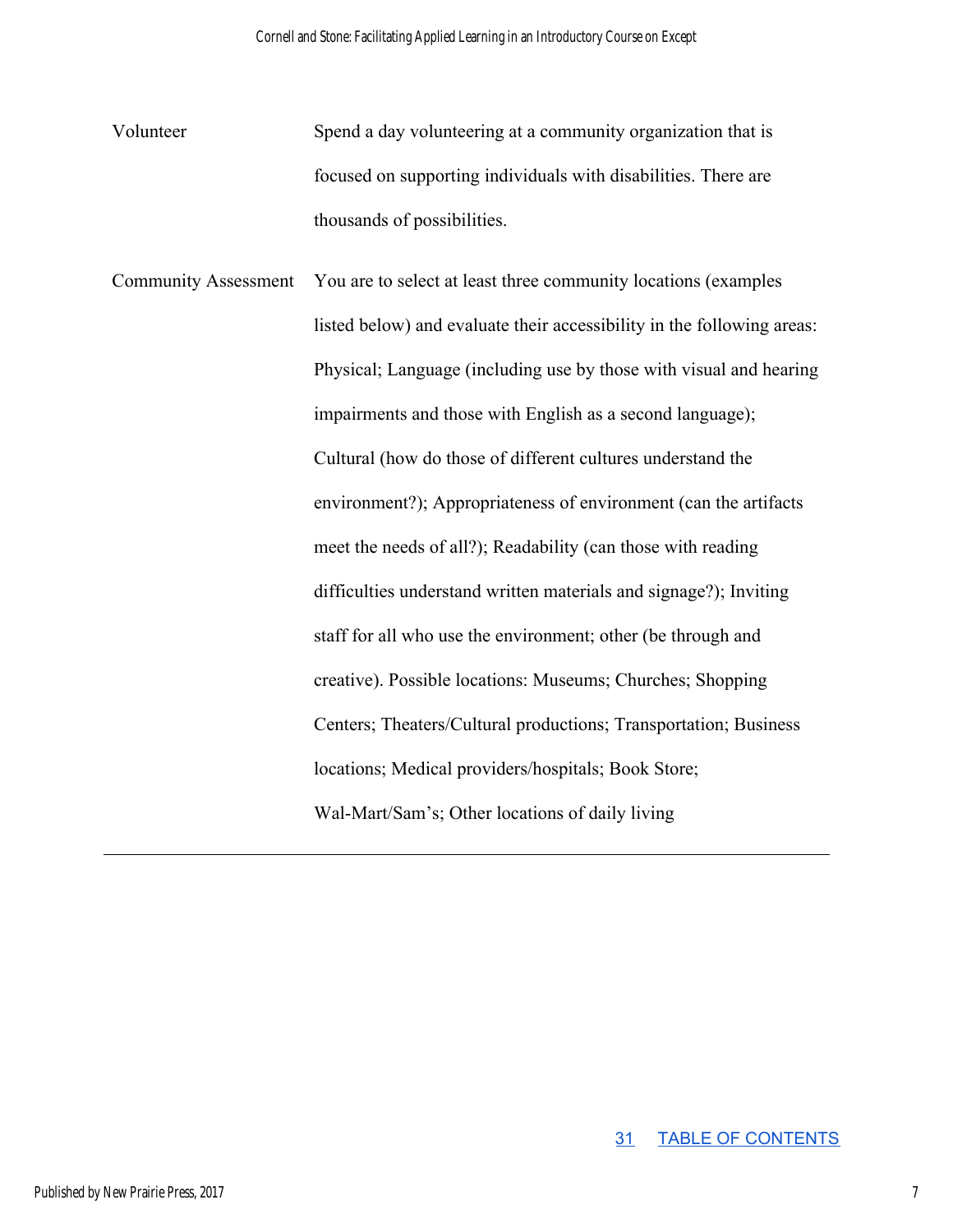| | |
|---|---|
| Volunteer | Spend a day volunteering at a community organization that is focused on supporting individuals with disabilities. There are thousands of possibilities. |
| Community Assessment | You are to select at least three community locations (examples listed below) and evaluate their accessibility in the following areas: Physical; Language (including use by those with visual and hearing impairments and those with English as a second language); Cultural (how do those of different cultures understand the environment?); Appropriateness of environment (can the artifacts meet the needs of all?); Readability (can those with reading difficulties understand written materials and signage?); Inviting staff for all who use the environment; other (be through and creative). Possible locations: Museums; Churches; Shopping Centers; Theaters/Cultural productions; Transportation; Business locations; Medical providers/hospitals; Book Store; Wal-Mart/Sam's; Other locations of daily living |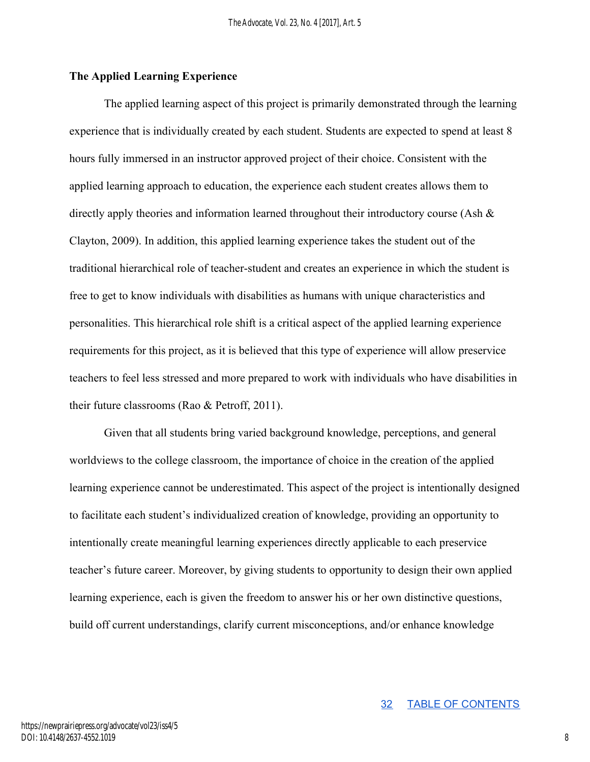## The Applied Learning Experience

The applied learning aspect of this project is primarily demonstrated through the learning experience that is individually created by each student. Students are expected to spend at least 8 hours fully immersed in an instructor approved project of their choice. Consistent with the applied learning approach to education, the experience each student creates allows them to directly apply theories and information learned throughout their introductory course (Ash & Clayton, 2009). In addition, this applied learning experience takes the student out of the traditional hierarchical role of teacher-student and creates an experience in which the student is free to get to know individuals with disabilities as humans with unique characteristics and personalities. This hierarchical role shift is a critical aspect of the applied learning experience requirements for this project, as it is believed that this type of experience will allow preservice teachers to feel less stressed and more prepared to work with individuals who have disabilities in their future classrooms (Rao & Petroff, 2011).

Given that all students bring varied background knowledge, perceptions, and general worldviews to the college classroom, the importance of choice in the creation of the applied learning experience cannot be underestimated. This aspect of the project is intentionally designed to facilitate each student's individualized creation of knowledge, providing an opportunity to intentionally create meaningful learning experiences directly applicable to each preservice teacher's future career. Moreover, by giving students to opportunity to design their own applied learning experience, each is given the freedom to answer his or her own distinctive questions, build off current understandings, clarify current misconceptions, and/or enhance knowledge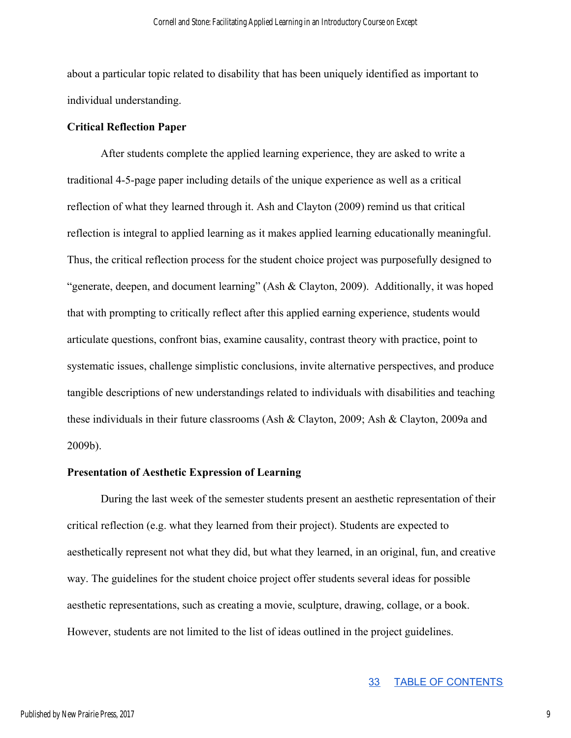about a particular topic related to disability that has been uniquely identified as important to individual understanding.

**Critical Reflection Paper**

After students complete the applied learning experience, they are asked to write a traditional 4-5-page paper including details of the unique experience as well as a critical reflection of what they learned through it. Ash and Clayton (2009) remind us that critical reflection is integral to applied learning as it makes applied learning educationally meaningful. Thus, the critical reflection process for the student choice project was purposefully designed to "generate, deepen, and document learning" (Ash & Clayton, 2009). Additionally, it was hoped that with prompting to critically reflect after this applied earning experience, students would articulate questions, confront bias, examine causality, contrast theory with practice, point to systematic issues, challenge simplistic conclusions, invite alternative perspectives, and produce tangible descriptions of new understandings related to individuals with disabilities and teaching these individuals in their future classrooms (Ash & Clayton, 2009; Ash & Clayton, 2009a and 2009b).

**Presentation of Aesthetic Expression of Learning**

During the last week of the semester students present an aesthetic representation of their critical reflection (e.g. what they learned from their project). Students are expected to aesthetically represent not what they did, but what they learned, in an original, fun, and creative way. The guidelines for the student choice project offer students several ideas for possible aesthetic representations, such as creating a movie, sculpture, drawing, collage, or a book. However, students are not limited to the list of ideas outlined in the project guidelines.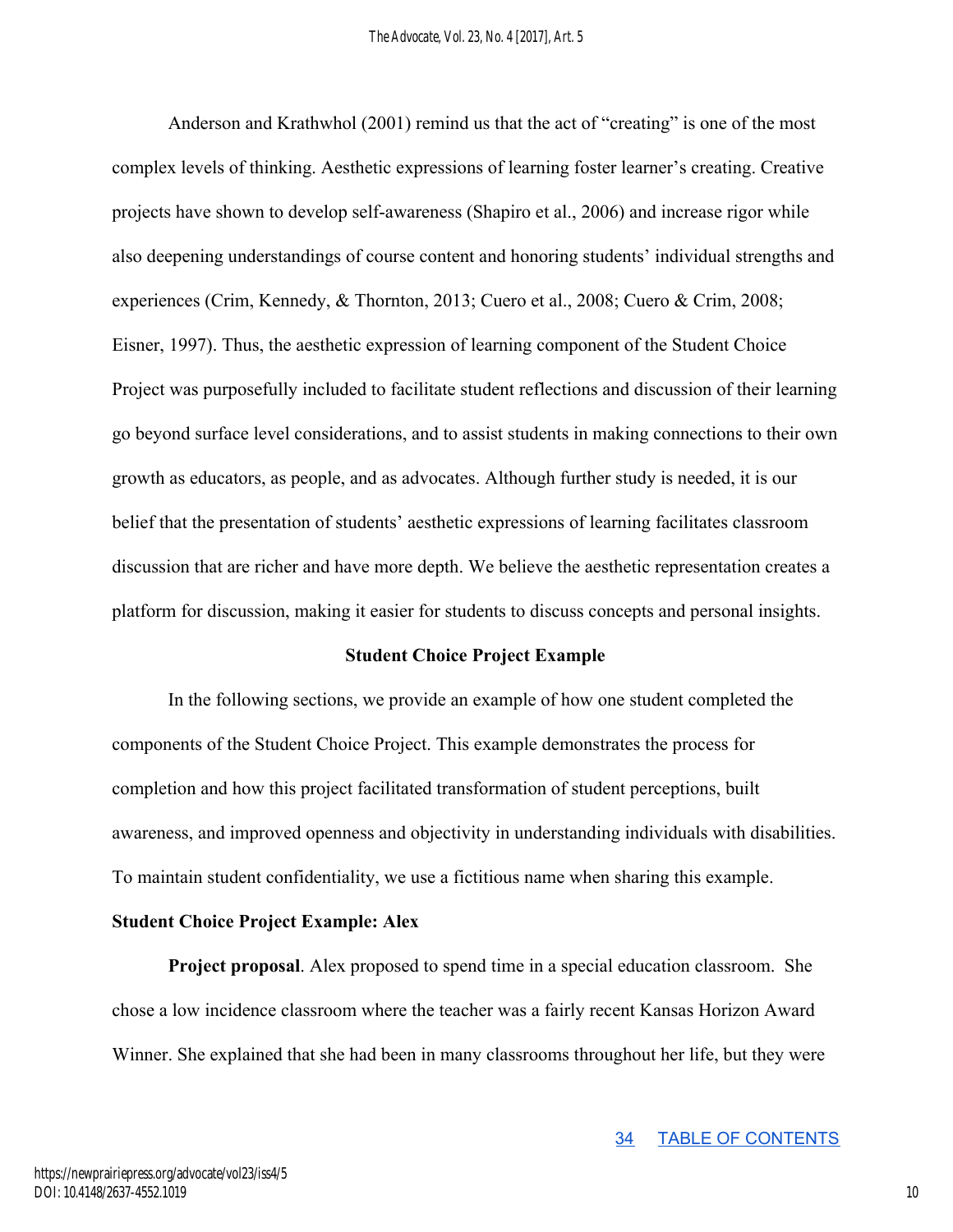Anderson and Krathwhol (2001) remind us that the act of "creating" is one of the most complex levels of thinking. Aesthetic expressions of learning foster learner's creating. Creative projects have shown to develop self-awareness (Shapiro et al., 2006) and increase rigor while also deepening understandings of course content and honoring students' individual strengths and experiences (Crim, Kennedy, & Thornton, 2013; Cuero et al., 2008; Cuero & Crim, 2008; Eisner, 1997). Thus, the aesthetic expression of learning component of the Student Choice Project was purposefully included to facilitate student reflections and discussion of their learning go beyond surface level considerations, and to assist students in making connections to their own growth as educators, as people, and as advocates. Although further study is needed, it is our belief that the presentation of students' aesthetic expressions of learning facilitates classroom discussion that are richer and have more depth. We believe the aesthetic representation creates a platform for discussion, making it easier for students to discuss concepts and personal insights.

## Student Choice Project Example

In the following sections, we provide an example of how one student completed the components of the Student Choice Project. This example demonstrates the process for completion and how this project facilitated transformation of student perceptions, built awareness, and improved openness and objectivity in understanding individuals with disabilities. To maintain student confidentiality, we use a fictitious name when sharing this example.

### Student Choice Project Example: Alex

**Project proposal**. Alex proposed to spend time in a special education classroom. She chose a low incidence classroom where the teacher was a fairly recent Kansas Horizon Award Winner. She explained that she had been in many classrooms throughout her life, but they were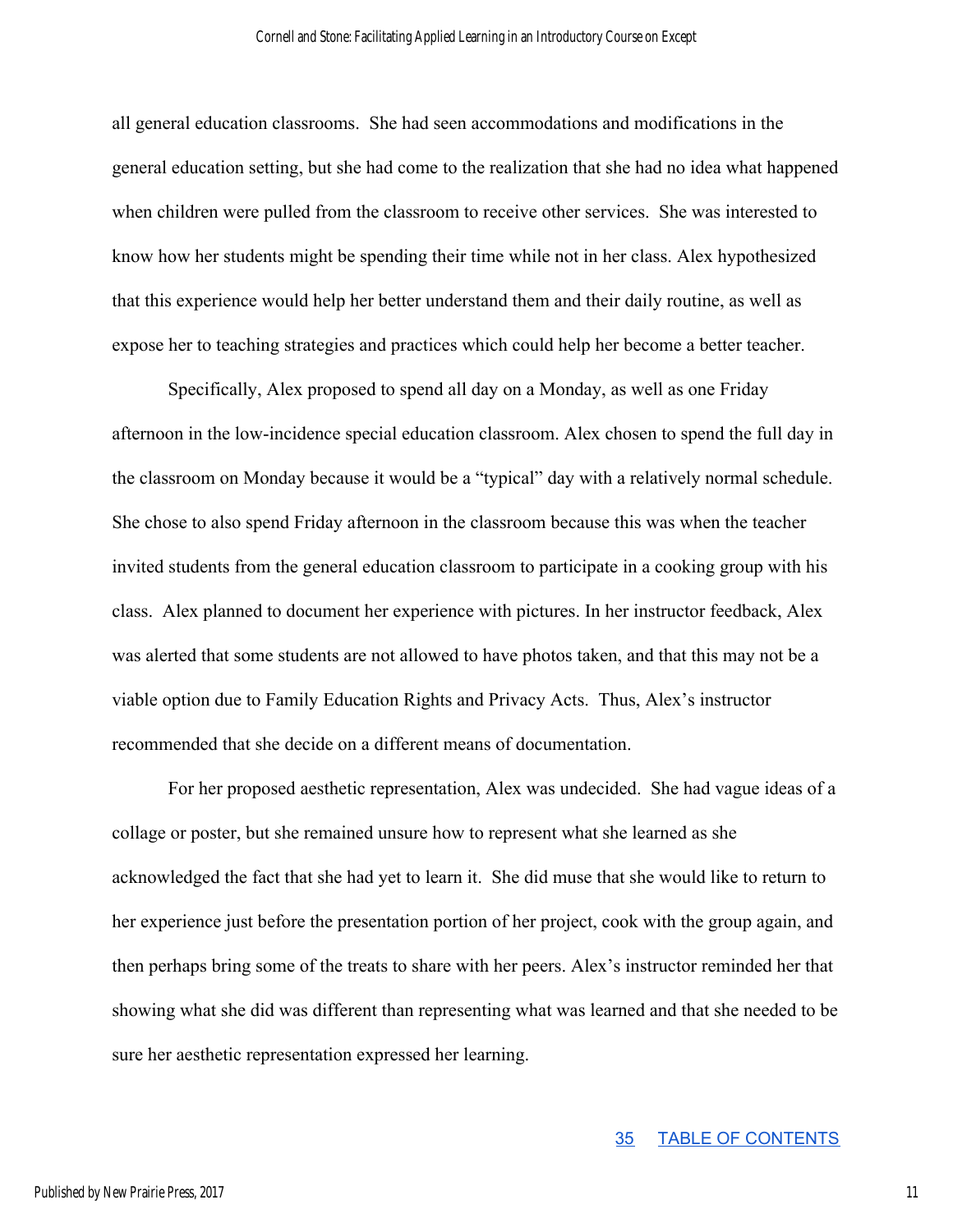all general education classrooms. She had seen accommodations and modifications in the general education setting, but she had come to the realization that she had no idea what happened when children were pulled from the classroom to receive other services. She was interested to know how her students might be spending their time while not in her class. Alex hypothesized that this experience would help her better understand them and their daily routine, as well as expose her to teaching strategies and practices which could help her become a better teacher.

Specifically, Alex proposed to spend all day on a Monday, as well as one Friday afternoon in the low-incidence special education classroom. Alex chosen to spend the full day in the classroom on Monday because it would be a "typical" day with a relatively normal schedule. She chose to also spend Friday afternoon in the classroom because this was when the teacher invited students from the general education classroom to participate in a cooking group with his class. Alex planned to document her experience with pictures. In her instructor feedback, Alex was alerted that some students are not allowed to have photos taken, and that this may not be a viable option due to Family Education Rights and Privacy Acts. Thus, Alex's instructor recommended that she decide on a different means of documentation.

For her proposed aesthetic representation, Alex was undecided. She had vague ideas of a collage or poster, but she remained unsure how to represent what she learned as she acknowledged the fact that she had yet to learn it. She did muse that she would like to return to her experience just before the presentation portion of her project, cook with the group again, and then perhaps bring some of the treats to share with her peers. Alex's instructor reminded her that showing what she did was different than representing what was learned and that she needed to be sure her aesthetic representation expressed her learning.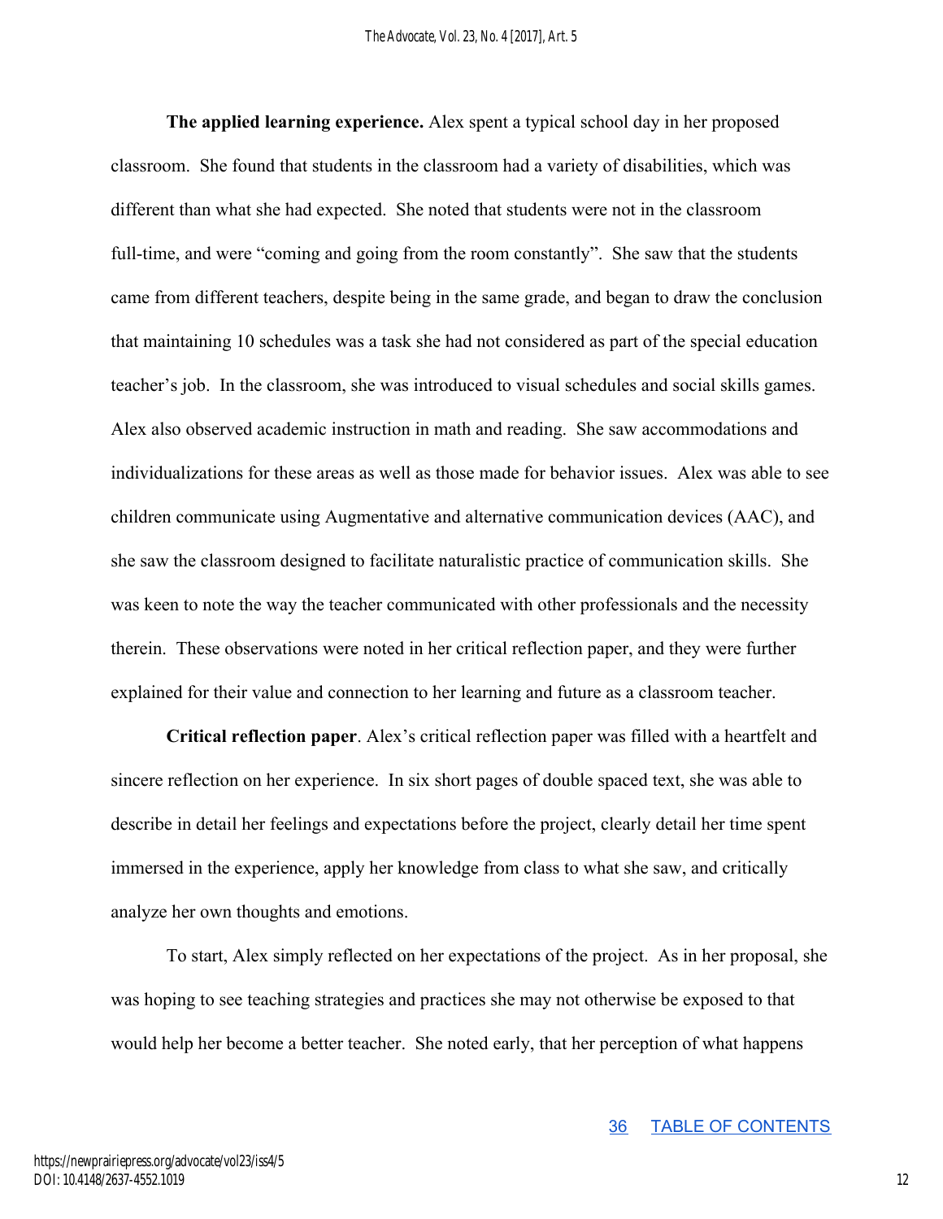**The applied learning experience.** Alex spent a typical school day in her proposed classroom. She found that students in the classroom had a variety of disabilities, which was different than what she had expected. She noted that students were not in the classroom full-time, and were "coming and going from the room constantly". She saw that the students came from different teachers, despite being in the same grade, and began to draw the conclusion that maintaining 10 schedules was a task she had not considered as part of the special education teacher's job. In the classroom, she was introduced to visual schedules and social skills games. Alex also observed academic instruction in math and reading. She saw accommodations and individualizations for these areas as well as those made for behavior issues. Alex was able to see children communicate using Augmentative and alternative communication devices (AAC), and she saw the classroom designed to facilitate naturalistic practice of communication skills. She was keen to note the way the teacher communicated with other professionals and the necessity therein. These observations were noted in her critical reflection paper, and they were further explained for their value and connection to her learning and future as a classroom teacher.

**Critical reflection paper**. Alex's critical reflection paper was filled with a heartfelt and sincere reflection on her experience. In six short pages of double spaced text, she was able to describe in detail her feelings and expectations before the project, clearly detail her time spent immersed in the experience, apply her knowledge from class to what she saw, and critically analyze her own thoughts and emotions.

To start, Alex simply reflected on her expectations of the project. As in her proposal, she was hoping to see teaching strategies and practices she may not otherwise be exposed to that would help her become a better teacher. She noted early, that her perception of what happens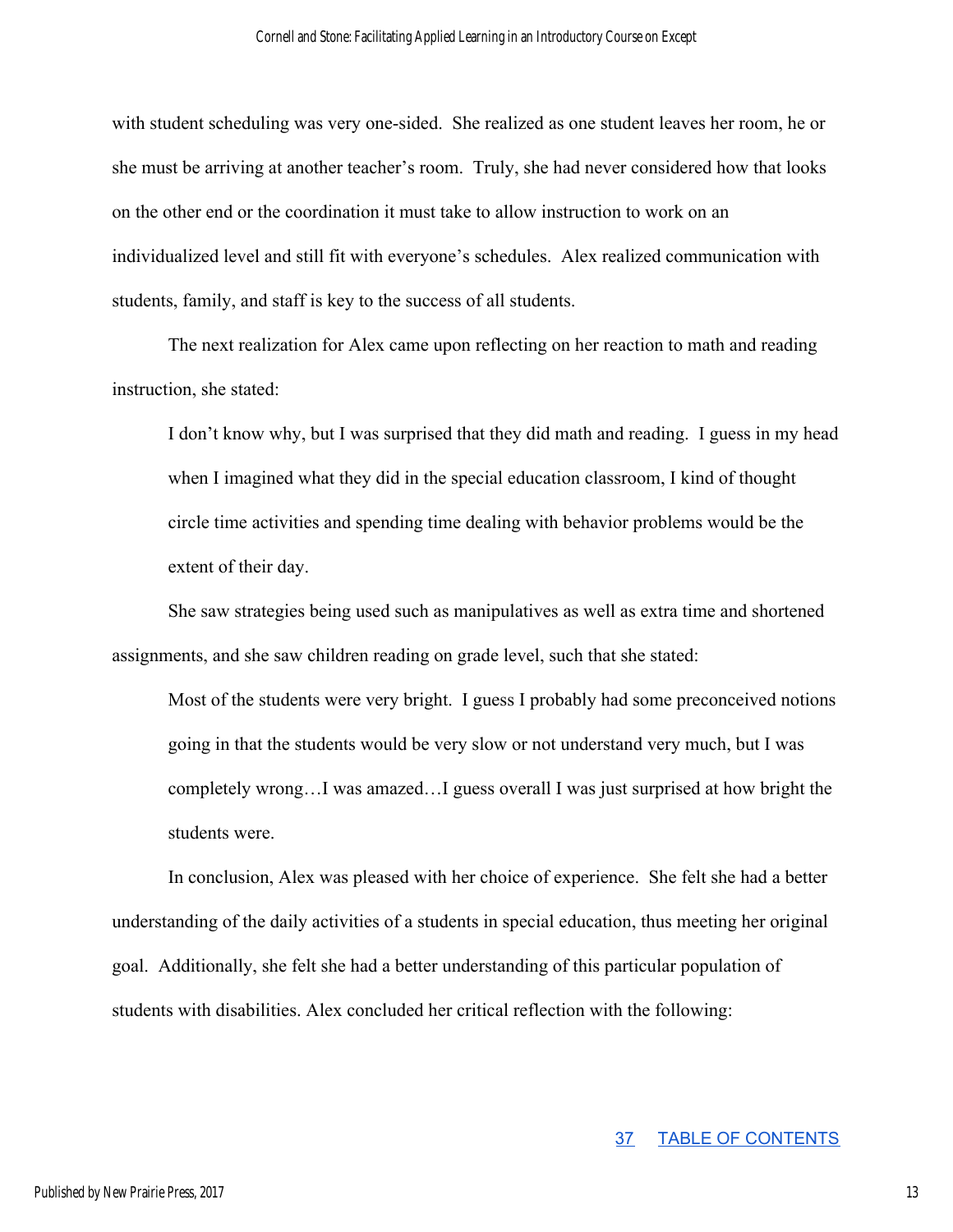with student scheduling was very one-sided. She realized as one student leaves her room, he or she must be arriving at another teacher's room. Truly, she had never considered how that looks on the other end or the coordination it must take to allow instruction to work on an individualized level and still fit with everyone's schedules. Alex realized communication with students, family, and staff is key to the success of all students.

The next realization for Alex came upon reflecting on her reaction to math and reading instruction, she stated:

> I don't know why, but I was surprised that they did math and reading. I guess in my head when I imagined what they did in the special education classroom, I kind of thought circle time activities and spending time dealing with behavior problems would be the extent of their day.

She saw strategies being used such as manipulatives as well as extra time and shortened assignments, and she saw children reading on grade level, such that she stated:

> Most of the students were very bright. I guess I probably had some preconceived notions going in that the students would be very slow or not understand very much, but I was completely wrong…I was amazed…I guess overall I was just surprised at how bright the students were.

In conclusion, Alex was pleased with her choice of experience. She felt she had a better understanding of the daily activities of a students in special education, thus meeting her original goal. Additionally, she felt she had a better understanding of this particular population of students with disabilities. Alex concluded her critical reflection with the following: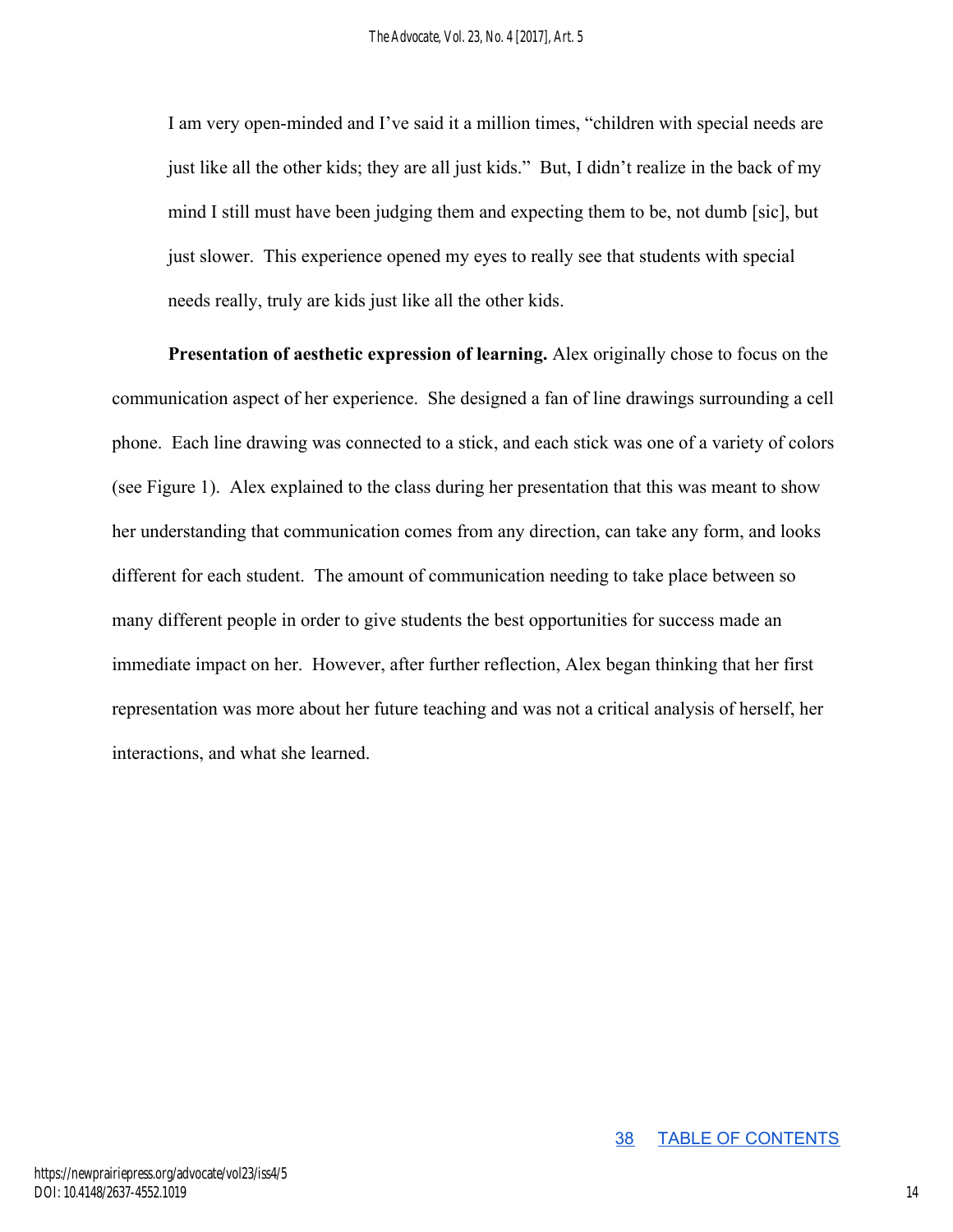> I am very open-minded and I've said it a million times, "children with special needs are just like all the other kids; they are all just kids." But, I didn't realize in the back of my mind I still must have been judging them and expecting them to be, not dumb [sic], but just slower. This experience opened my eyes to really see that students with special needs really, truly are kids just like all the other kids.

**Presentation of aesthetic expression of learning.** Alex originally chose to focus on the communication aspect of her experience. She designed a fan of line drawings surrounding a cell phone. Each line drawing was connected to a stick, and each stick was one of a variety of colors (see Figure 1). Alex explained to the class during her presentation that this was meant to show her understanding that communication comes from any direction, can take any form, and looks different for each student. The amount of communication needing to take place between so many different people in order to give students the best opportunities for success made an immediate impact on her. However, after further reflection, Alex began thinking that her first representation was more about her future teaching and was not a critical analysis of herself, her interactions, and what she learned.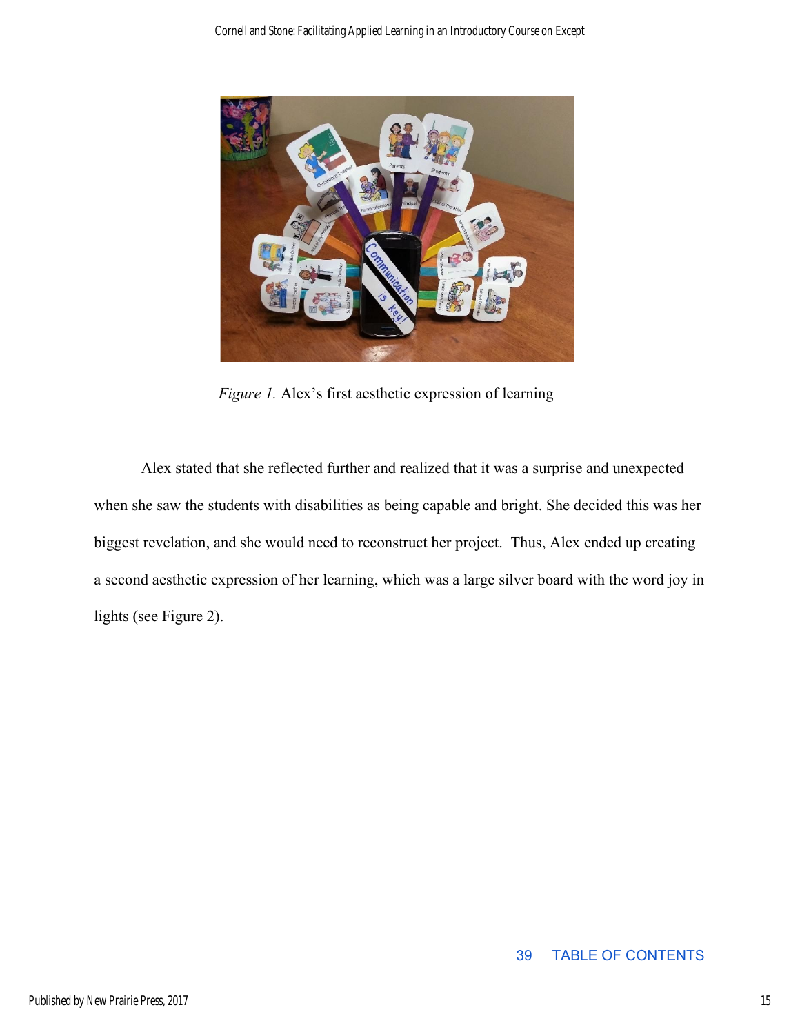*Figure 1.* Alex's first aesthetic expression of learning

Alex stated that she reflected further and realized that it was a surprise and unexpected when she saw the students with disabilities as being capable and bright. She decided this was her biggest revelation, and she would need to reconstruct her project. Thus, Alex ended up creating a second aesthetic expression of her learning, which was a large silver board with the word joy in lights (see Figure 2).

39 TABLE OF CONTENTS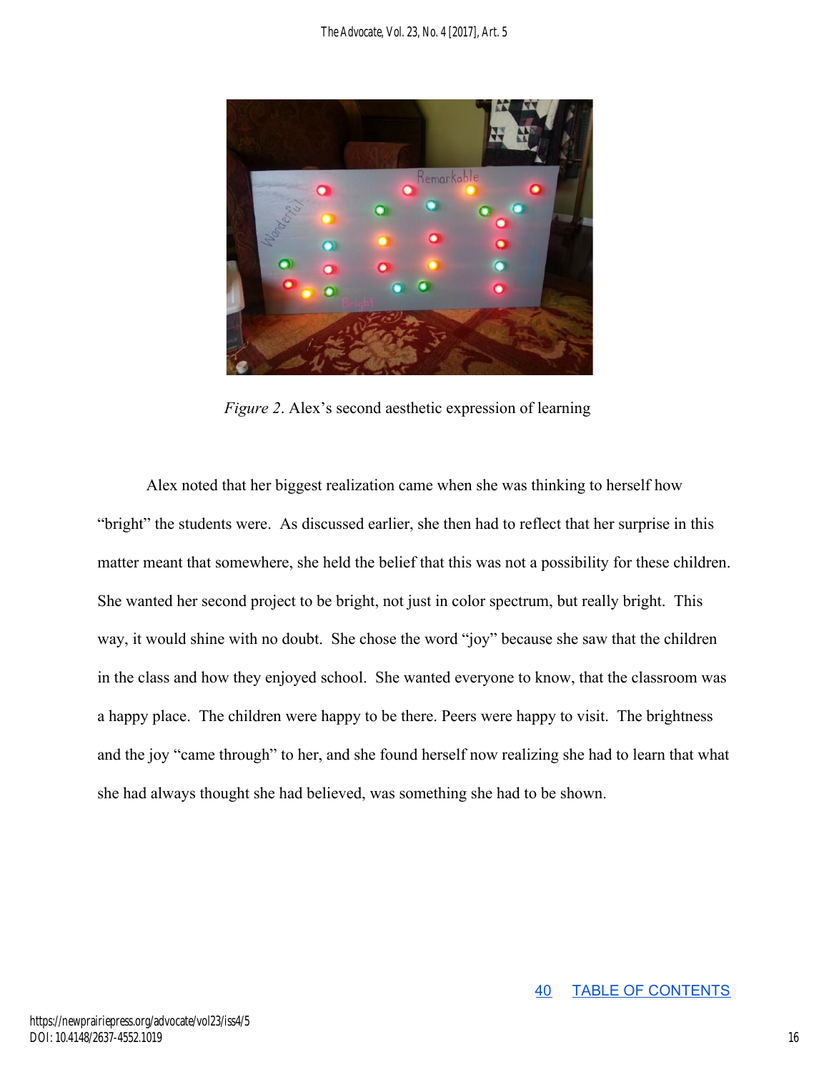*Figure 2*. Alex's second aesthetic expression of learning

Alex noted that her biggest realization came when she was thinking to herself how "bright" the students were. As discussed earlier, she then had to reflect that her surprise in this matter meant that somewhere, she held the belief that this was not a possibility for these children. She wanted her second project to be bright, not just in color spectrum, but really bright. This way, it would shine with no doubt. She chose the word "joy" because she saw that the children in the class and how they enjoyed school. She wanted everyone to know, that the classroom was a happy place. The children were happy to be there. Peers were happy to visit. The brightness and the joy "came through" to her, and she found herself now realizing she had to learn that what she had always thought she had believed, was something she had to be shown.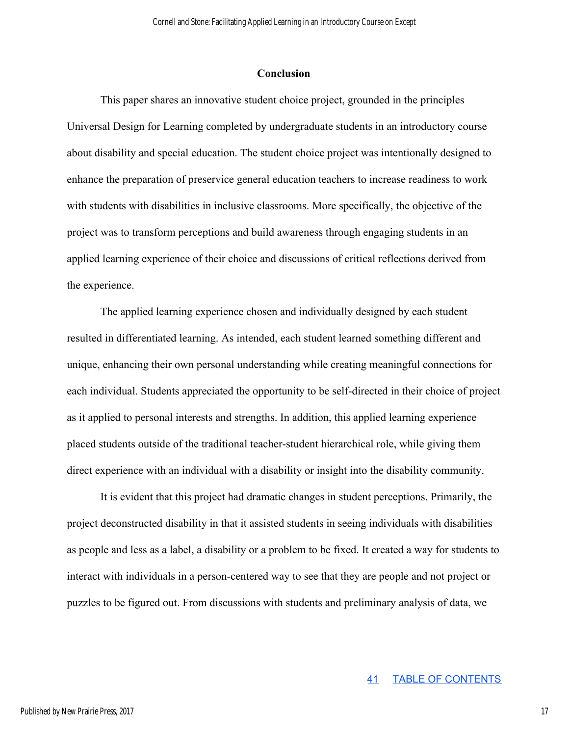## Conclusion

This paper shares an innovative student choice project, grounded in the principles Universal Design for Learning completed by undergraduate students in an introductory course about disability and special education. The student choice project was intentionally designed to enhance the preparation of preservice general education teachers to increase readiness to work with students with disabilities in inclusive classrooms. More specifically, the objective of the project was to transform perceptions and build awareness through engaging students in an applied learning experience of their choice and discussions of critical reflections derived from the experience.

The applied learning experience chosen and individually designed by each student resulted in differentiated learning. As intended, each student learned something different and unique, enhancing their own personal understanding while creating meaningful connections for each individual. Students appreciated the opportunity to be self-directed in their choice of project as it applied to personal interests and strengths. In addition, this applied learning experience placed students outside of the traditional teacher-student hierarchical role, while giving them direct experience with an individual with a disability or insight into the disability community.

It is evident that this project had dramatic changes in student perceptions. Primarily, the project deconstructed disability in that it assisted students in seeing individuals with disabilities as people and less as a label, a disability or a problem to be fixed. It created a way for students to interact with individuals in a person-centered way to see that they are people and not project or puzzles to be figured out. From discussions with students and preliminary analysis of data, we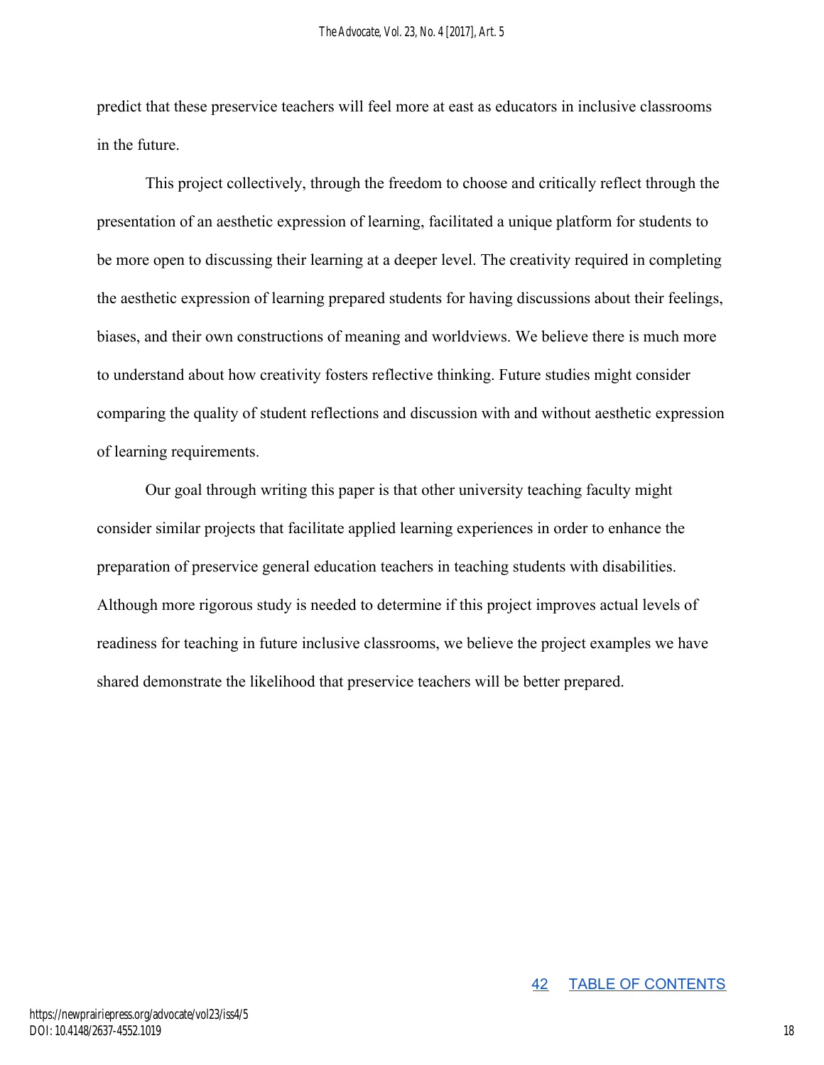predict that these preservice teachers will feel more at east as educators in inclusive classrooms in the future.

This project collectively, through the freedom to choose and critically reflect through the presentation of an aesthetic expression of learning, facilitated a unique platform for students to be more open to discussing their learning at a deeper level. The creativity required in completing the aesthetic expression of learning prepared students for having discussions about their feelings, biases, and their own constructions of meaning and worldviews. We believe there is much more to understand about how creativity fosters reflective thinking. Future studies might consider comparing the quality of student reflections and discussion with and without aesthetic expression of learning requirements.

Our goal through writing this paper is that other university teaching faculty might consider similar projects that facilitate applied learning experiences in order to enhance the preparation of preservice general education teachers in teaching students with disabilities. Although more rigorous study is needed to determine if this project improves actual levels of readiness for teaching in future inclusive classrooms, we believe the project examples we have shared demonstrate the likelihood that preservice teachers will be better prepared.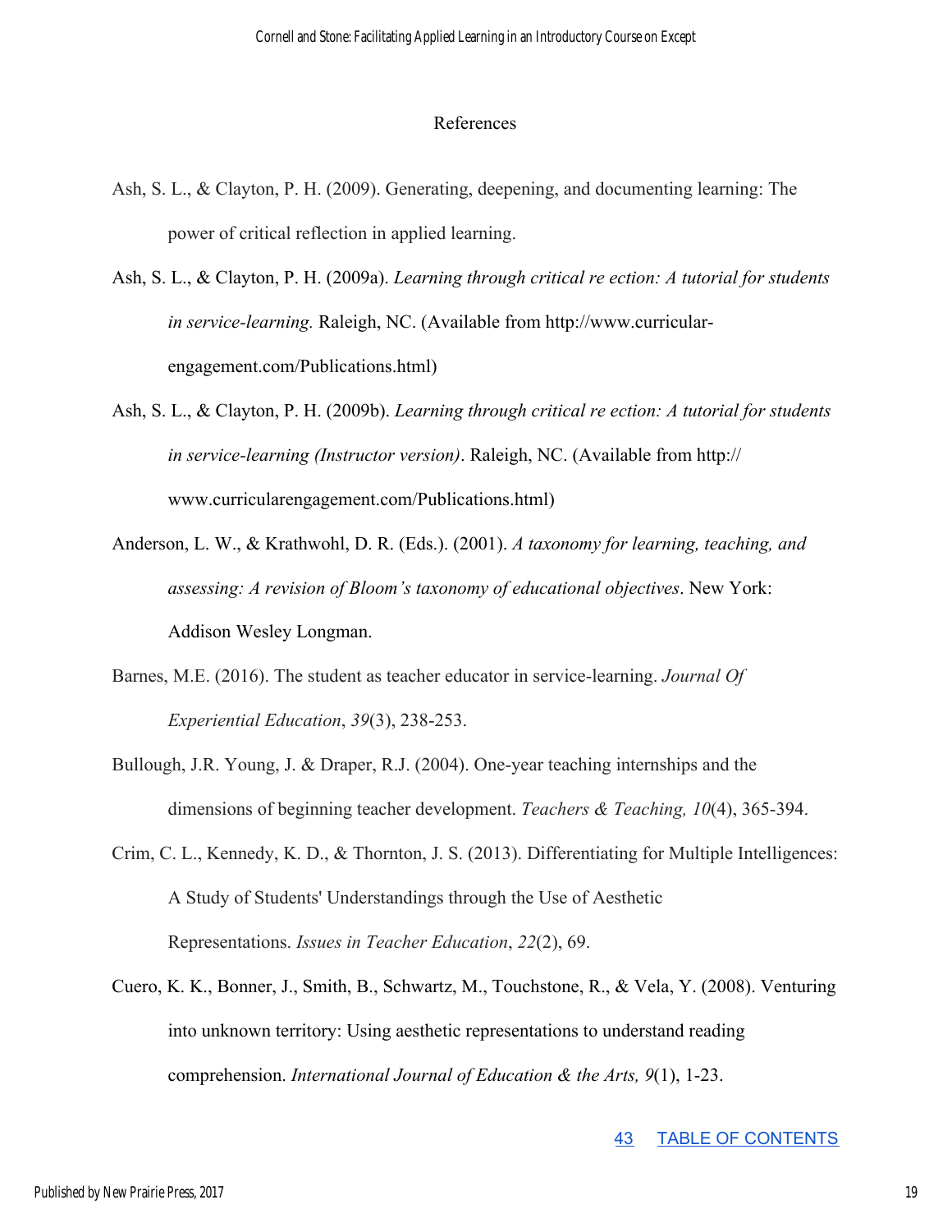## References

Ash, S. L., & Clayton, P. H. (2009). Generating, deepening, and documenting learning: The power of critical reflection in applied learning.

Ash, S. L., & Clayton, P. H. (2009a). *Learning through critical re ection: A tutorial for students in service-learning.* Raleigh, NC. (Available from http://www.curricular-engagement.com/Publications.html)

Ash, S. L., & Clayton, P. H. (2009b). *Learning through critical re ection: A tutorial for students in service-learning (Instructor version)*. Raleigh, NC. (Available from http:// www.curricularengagement.com/Publications.html)

Anderson, L. W., & Krathwohl, D. R. (Eds.). (2001). *A taxonomy for learning, teaching, and assessing: A revision of Bloom's taxonomy of educational objectives*. New York: Addison Wesley Longman.

Barnes, M.E. (2016). The student as teacher educator in service-learning. *Journal Of Experiential Education*, *39*(3), 238-253.

Bullough, J.R. Young, J. & Draper, R.J. (2004). One-year teaching internships and the dimensions of beginning teacher development. *Teachers & Teaching, 10*(4), 365-394.

Crim, C. L., Kennedy, K. D., & Thornton, J. S. (2013). Differentiating for Multiple Intelligences: A Study of Students' Understandings through the Use of Aesthetic Representations. *Issues in Teacher Education*, *22*(2), 69.

Cuero, K. K., Bonner, J., Smith, B., Schwartz, M., Touchstone, R., & Vela, Y. (2008). Venturing into unknown territory: Using aesthetic representations to understand reading comprehension. *International Journal of Education & the Arts, 9*(1), 1-23.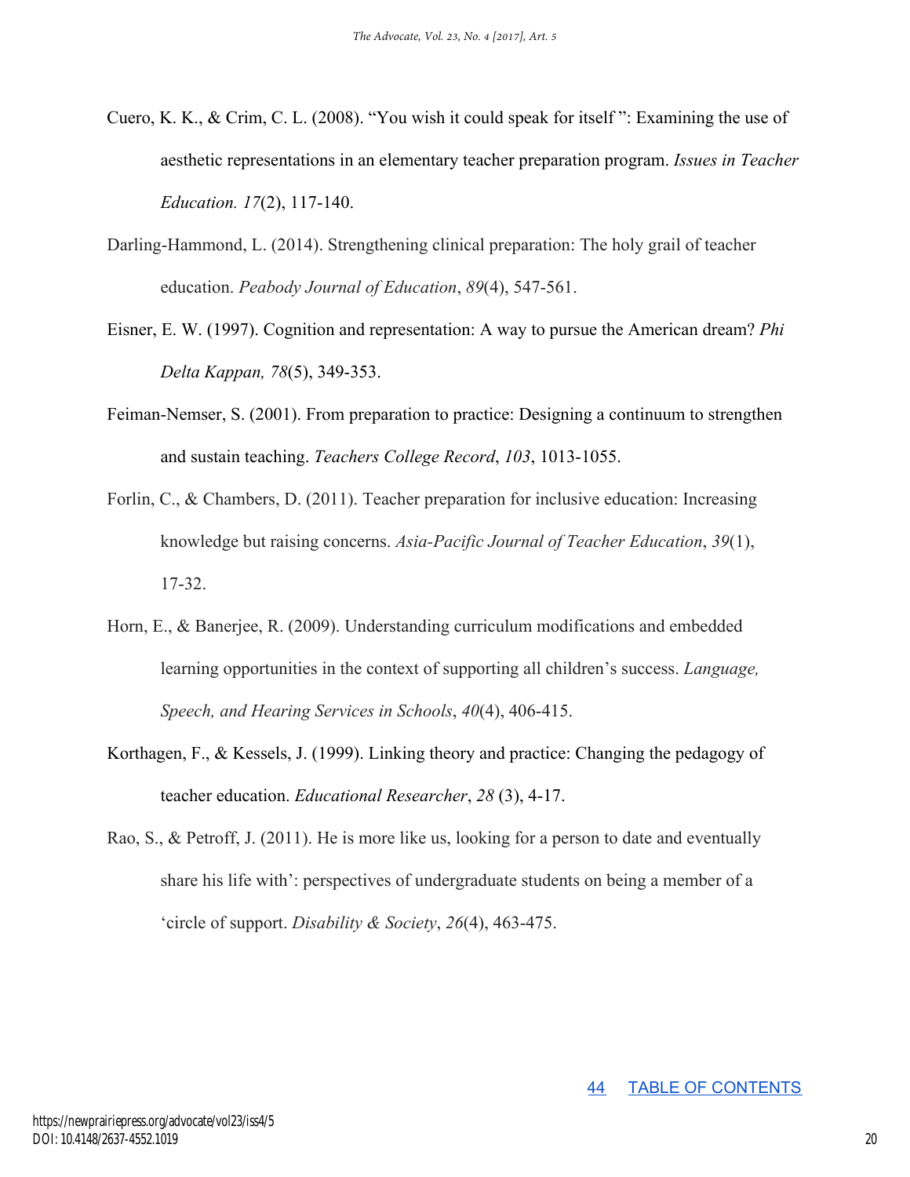Cuero, K. K., & Crim, C. L. (2008). "You wish it could speak for itself ": Examining the use of aesthetic representations in an elementary teacher preparation program. *Issues in Teacher Education. 17*(2), 117-140.

Darling-Hammond, L. (2014). Strengthening clinical preparation: The holy grail of teacher education. *Peabody Journal of Education*, *89*(4), 547-561.

Eisner, E. W. (1997). Cognition and representation: A way to pursue the American dream? *Phi Delta Kappan, 78*(5), 349-353.

Feiman-Nemser, S. (2001). From preparation to practice: Designing a continuum to strengthen and sustain teaching. *Teachers College Record*, *103*, 1013-1055.

Forlin, C., & Chambers, D. (2011). Teacher preparation for inclusive education: Increasing knowledge but raising concerns. *Asia-Pacific Journal of Teacher Education*, *39*(1), 17-32.

Horn, E., & Banerjee, R. (2009). Understanding curriculum modifications and embedded learning opportunities in the context of supporting all children's success. *Language, Speech, and Hearing Services in Schools*, *40*(4), 406-415.

Korthagen, F., & Kessels, J. (1999). Linking theory and practice: Changing the pedagogy of teacher education. *Educational Researcher*, *28* (3), 4-17.

Rao, S., & Petroff, J. (2011). He is more like us, looking for a person to date and eventually share his life with': perspectives of undergraduate students on being a member of a 'circle of support. *Disability & Society*, *26*(4), 463-475.

[44](#) [TABLE OF CONTENTS](#)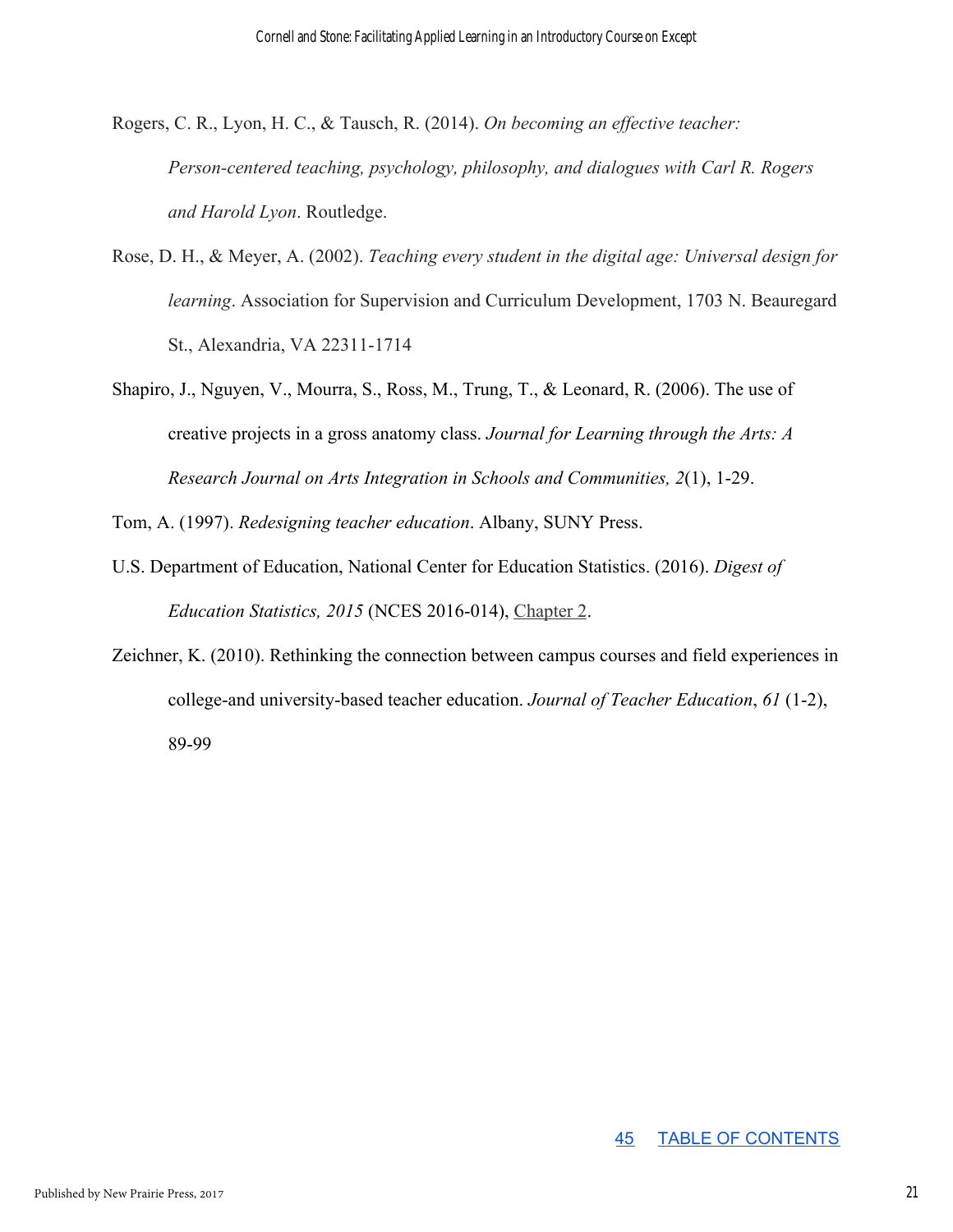Rogers, C. R., Lyon, H. C., & Tausch, R. (2014). *On becoming an effective teacher: Person-centered teaching, psychology, philosophy, and dialogues with Carl R. Rogers and Harold Lyon*. Routledge.

Rose, D. H., & Meyer, A. (2002). *Teaching every student in the digital age: Universal design for learning*. Association for Supervision and Curriculum Development, 1703 N. Beauregard St., Alexandria, VA 22311-1714

Shapiro, J., Nguyen, V., Mourra, S., Ross, M., Trung, T., & Leonard, R. (2006). The use of creative projects in a gross anatomy class. *Journal for Learning through the Arts: A Research Journal on Arts Integration in Schools and Communities, 2*(1), 1-29.

Tom, A. (1997). *Redesigning teacher education*. Albany, SUNY Press.

U.S. Department of Education, National Center for Education Statistics. (2016). *Digest of Education Statistics, 2015* (NCES 2016-014), Chapter 2.

Zeichner, K. (2010). Rethinking the connection between campus courses and field experiences in college-and university-based teacher education. *Journal of Teacher Education*, *61* (1-2), 89-99

45 TABLE OF CONTENTS